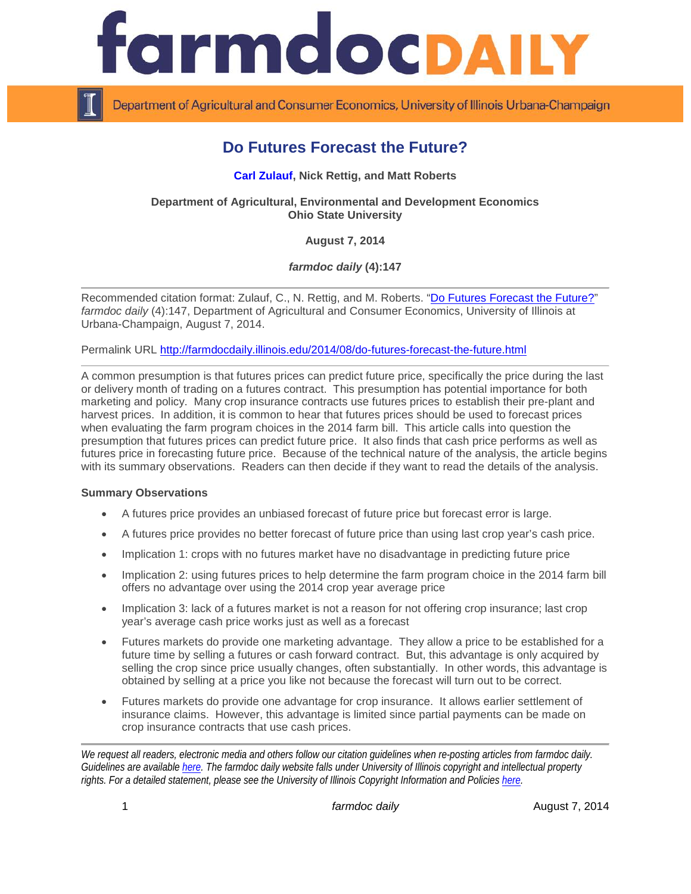# Do Futures Forecast the Future?

**Carl Zulauf, Nick Rettig, and Matt Roberts**

**Department of Agricultural, Environmental and Development Economics**
**Ohio State University**

**August 7, 2014**

***farmdoc daily* (4):147**

Recommended citation format: Zulauf, C., N. Rettig, and M. Roberts. "[Do Futures Forecast the Future?](http://farmdocdaily.illinois.edu/2014/08/do-futures-forecast-the-future.html)" *farmdoc daily* (4):147, Department of Agricultural and Consumer Economics, University of Illinois at Urbana-Champaign, August 7, 2014.

Permalink URL http://farmdocdaily.illinois.edu/2014/08/do-futures-forecast-the-future.html

A common presumption is that futures prices can predict future price, specifically the price during the last or delivery month of trading on a futures contract. This presumption has potential importance for both marketing and policy. Many crop insurance contracts use futures prices to establish their pre-plant and harvest prices. In addition, it is common to hear that futures prices should be used to forecast prices when evaluating the farm program choices in the 2014 farm bill. This article calls into question the presumption that futures prices can predict future price. It also finds that cash price performs as well as futures price in forecasting future price. Because of the technical nature of the analysis, the article begins with its summary observations. Readers can then decide if they want to read the details of the analysis.

**Summary Observations**

- A futures price provides an unbiased forecast of future price but forecast error is large.
- A futures price provides no better forecast of future price than using last crop year's cash price.
- Implication 1: crops with no futures market have no disadvantage in predicting future price
- Implication 2: using futures prices to help determine the farm program choice in the 2014 farm bill offers no advantage over using the 2014 crop year average price
- Implication 3: lack of a futures market is not a reason for not offering crop insurance; last crop year's average cash price works just as well as a forecast
- Futures markets do provide one marketing advantage. They allow a price to be established for a future time by selling a futures or cash forward contract. But, this advantage is only acquired by selling the crop since price usually changes, often substantially. In other words, this advantage is obtained by selling at a price you like not because the forecast will turn out to be correct.
- Futures markets do provide one advantage for crop insurance. It allows earlier settlement of insurance claims. However, this advantage is limited since partial payments can be made on crop insurance contracts that use cash prices.

*We request all readers, electronic media and others follow our citation guidelines when re-posting articles from farmdoc daily. Guidelines are available [here](). The farmdoc daily website falls under University of Illinois copyright and intellectual property rights. For a detailed statement, please see the University of Illinois Copyright Information and Policies [here]().*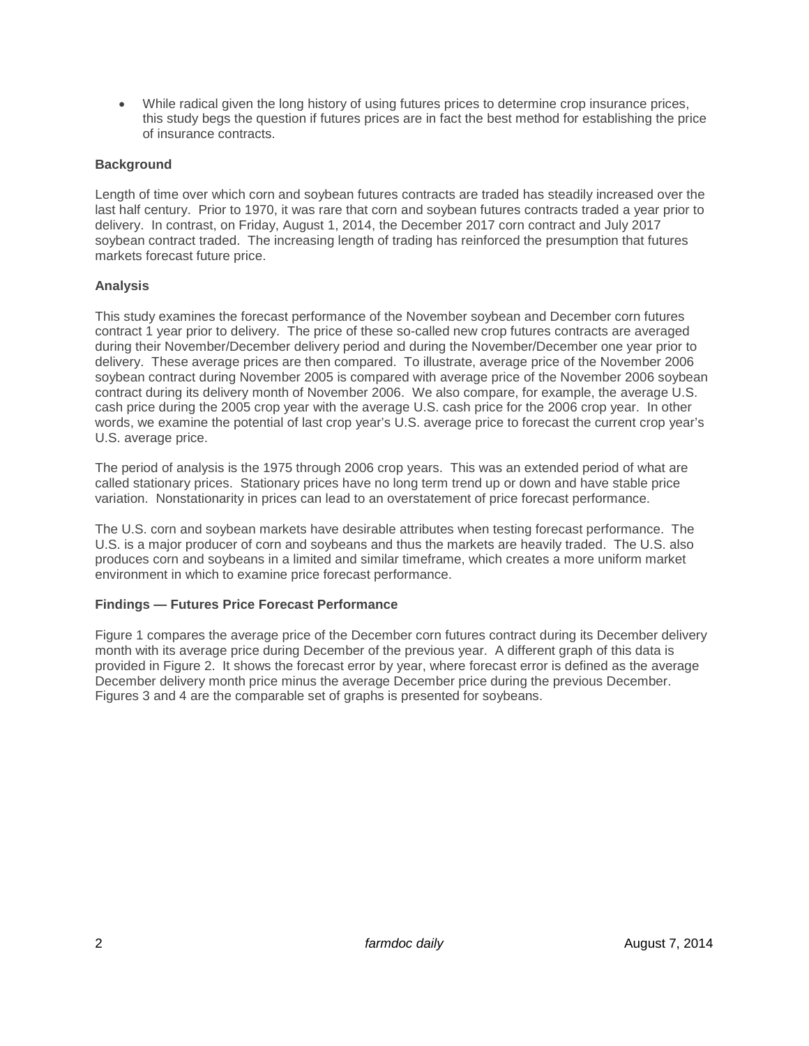- While radical given the long history of using futures prices to determine crop insurance prices, this study begs the question if futures prices are in fact the best method for establishing the price of insurance contracts.

## Background

Length of time over which corn and soybean futures contracts are traded has steadily increased over the last half century. Prior to 1970, it was rare that corn and soybean futures contracts traded a year prior to delivery. In contrast, on Friday, August 1, 2014, the December 2017 corn contract and July 2017 soybean contract traded. The increasing length of trading has reinforced the presumption that futures markets forecast future price.

## Analysis

This study examines the forecast performance of the November soybean and December corn futures contract 1 year prior to delivery. The price of these so-called new crop futures contracts are averaged during their November/December delivery period and during the November/December one year prior to delivery. These average prices are then compared. To illustrate, average price of the November 2006 soybean contract during November 2005 is compared with average price of the November 2006 soybean contract during its delivery month of November 2006. We also compare, for example, the average U.S. cash price during the 2005 crop year with the average U.S. cash price for the 2006 crop year. In other words, we examine the potential of last crop year's U.S. average price to forecast the current crop year's U.S. average price.

The period of analysis is the 1975 through 2006 crop years. This was an extended period of what are called stationary prices. Stationary prices have no long term trend up or down and have stable price variation. Nonstationarity in prices can lead to an overstatement of price forecast performance.

The U.S. corn and soybean markets have desirable attributes when testing forecast performance. The U.S. is a major producer of corn and soybeans and thus the markets are heavily traded. The U.S. also produces corn and soybeans in a limited and similar timeframe, which creates a more uniform market environment in which to examine price forecast performance.

## Findings — Futures Price Forecast Performance

Figure 1 compares the average price of the December corn futures contract during its December delivery month with its average price during December of the previous year. A different graph of this data is provided in Figure 2. It shows the forecast error by year, where forecast error is defined as the average December delivery month price minus the average December price during the previous December. Figures 3 and 4 are the comparable set of graphs is presented for soybeans.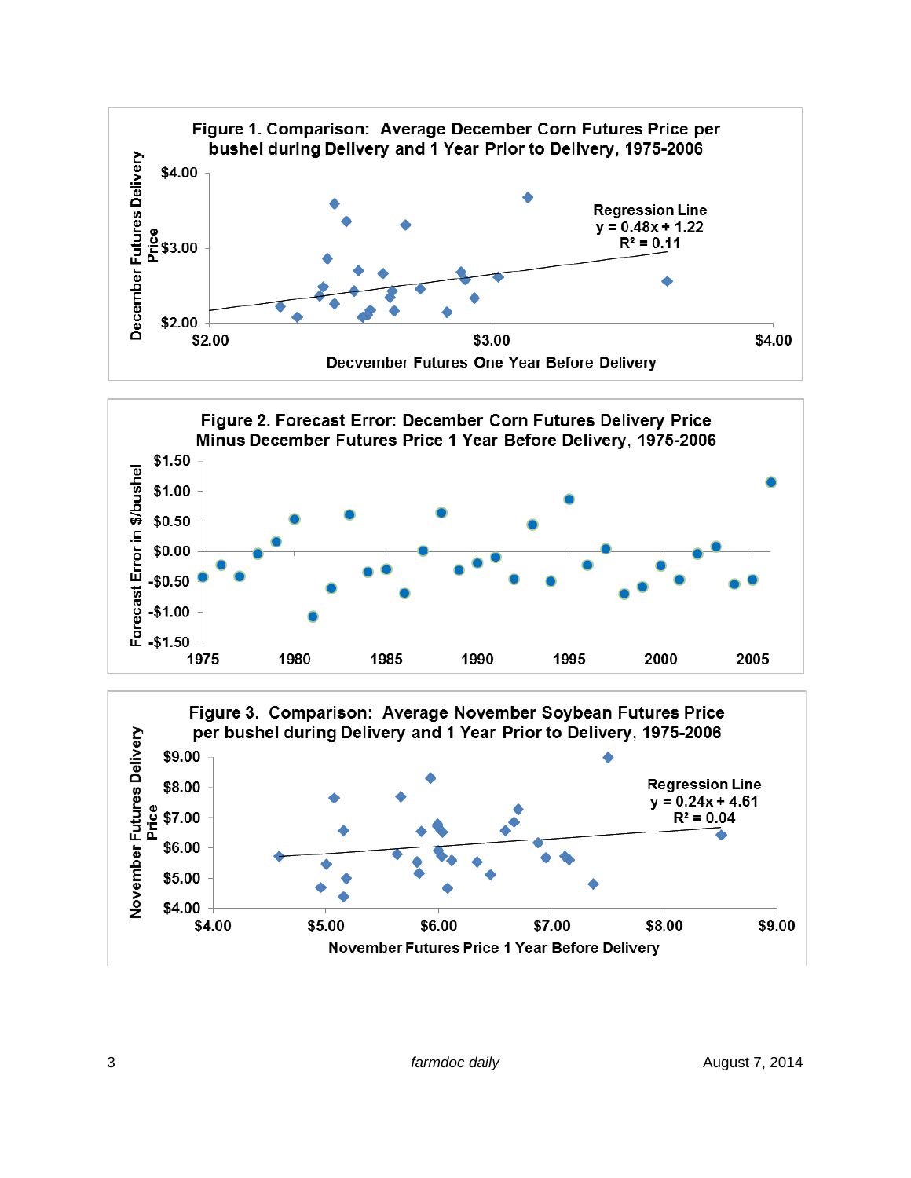**Figure 1. Comparison: Average December Corn Futures Price per bushel during Delivery and 1 Year Prior to Delivery, 1975-2006**

December Futures Delivery Price

Decvember Futures One Year Before Delivery

Regression Line
y = 0.48x + 1.22
$R^2 = 0.11$

**Figure 2. Forecast Error: December Corn Futures Delivery Price Minus December Futures Price 1 Year Before Delivery, 1975-2006**

Forecast Error in $/bushel

**Figure 3. Comparison: Average November Soybean Futures Price per bushel during Delivery and 1 Year Prior to Delivery, 1975-2006**

November Futures Delivery Price

November Futures Price 1 Year Before Delivery

Regression Line
y = 0.24x + 4.61
$R^2 = 0.04$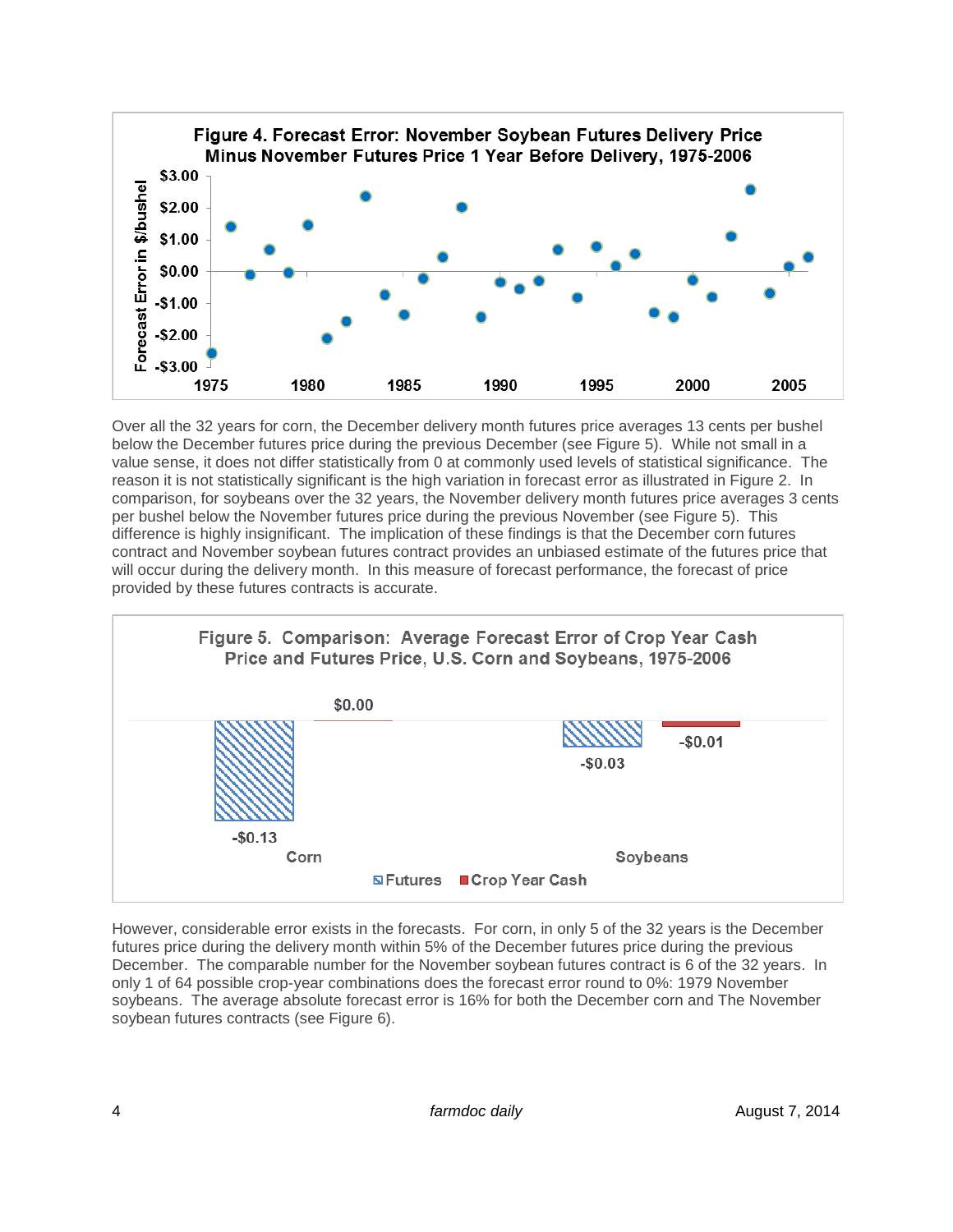Figure 4. Forecast Error: November Soybean Futures Delivery Price Minus November Futures Price 1 Year Before Delivery, 1975-2006

Over all the 32 years for corn, the December delivery month futures price averages 13 cents per bushel below the December futures price during the previous December (see Figure 5). While not small in a value sense, it does not differ statistically from 0 at commonly used levels of statistical significance. The reason it is not statistically significant is the high variation in forecast error as illustrated in Figure 2. In comparison, for soybeans over the 32 years, the November delivery month futures price averages 3 cents per bushel below the November futures price during the previous November (see Figure 5). This difference is highly insignificant. The implication of these findings is that the December corn futures contract and November soybean futures contract provides an unbiased estimate of the futures price that will occur during the delivery month. In this measure of forecast performance, the forecast of price provided by these futures contracts is accurate.

Figure 5. Comparison: Average Forecast Error of Crop Year Cash Price and Futures Price, U.S. Corn and Soybeans, 1975-2006

However, considerable error exists in the forecasts. For corn, in only 5 of the 32 years is the December futures price during the delivery month within 5% of the December futures price during the previous December. The comparable number for the November soybean futures contract is 6 of the 32 years. In only 1 of 64 possible crop-year combinations does the forecast error round to 0%: 1979 November soybeans. The average absolute forecast error is 16% for both the December corn and The November soybean futures contracts (see Figure 6).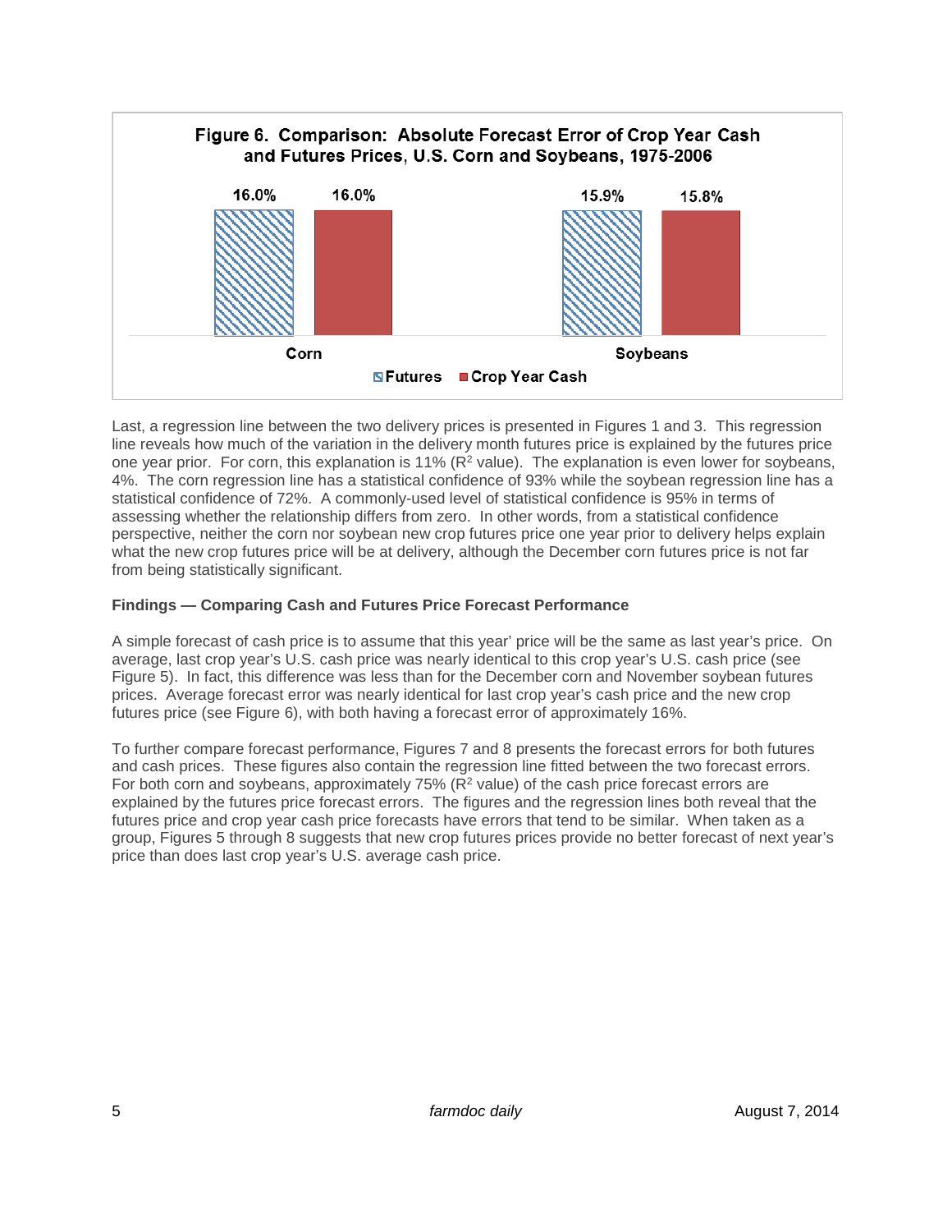**Figure 6. Comparison: Absolute Forecast Error of Crop Year Cash and Futures Prices, U.S. Corn and Soybeans, 1975-2006**

| | Futures | Crop Year Cash |
|---|---|---|
| Corn | 16.0% | 16.0% |
| Soybeans | 15.9% | 15.8% |

Last, a regression line between the two delivery prices is presented in Figures 1 and 3. This regression line reveals how much of the variation in the delivery month futures price is explained by the futures price one year prior. For corn, this explanation is 11% ($R^2$ value). The explanation is even lower for soybeans, 4%. The corn regression line has a statistical confidence of 93% while the soybean regression line has a statistical confidence of 72%. A commonly-used level of statistical confidence is 95% in terms of assessing whether the relationship differs from zero. In other words, from a statistical confidence perspective, neither the corn nor soybean new crop futures price one year prior to delivery helps explain what the new crop futures price will be at delivery, although the December corn futures price is not far from being statistically significant.

**Findings — Comparing Cash and Futures Price Forecast Performance**

A simple forecast of cash price is to assume that this year' price will be the same as last year's price. On average, last crop year's U.S. cash price was nearly identical to this crop year's U.S. cash price (see Figure 5). In fact, this difference was less than for the December corn and November soybean futures prices. Average forecast error was nearly identical for last crop year's cash price and the new crop futures price (see Figure 6), with both having a forecast error of approximately 16%.

To further compare forecast performance, Figures 7 and 8 presents the forecast errors for both futures and cash prices. These figures also contain the regression line fitted between the two forecast errors. For both corn and soybeans, approximately 75% ($R^2$ value) of the cash price forecast errors are explained by the futures price forecast errors. The figures and the regression lines both reveal that the futures price and crop year cash price forecasts have errors that tend to be similar. When taken as a group, Figures 5 through 8 suggests that new crop futures prices provide no better forecast of next year's price than does last crop year's U.S. average cash price.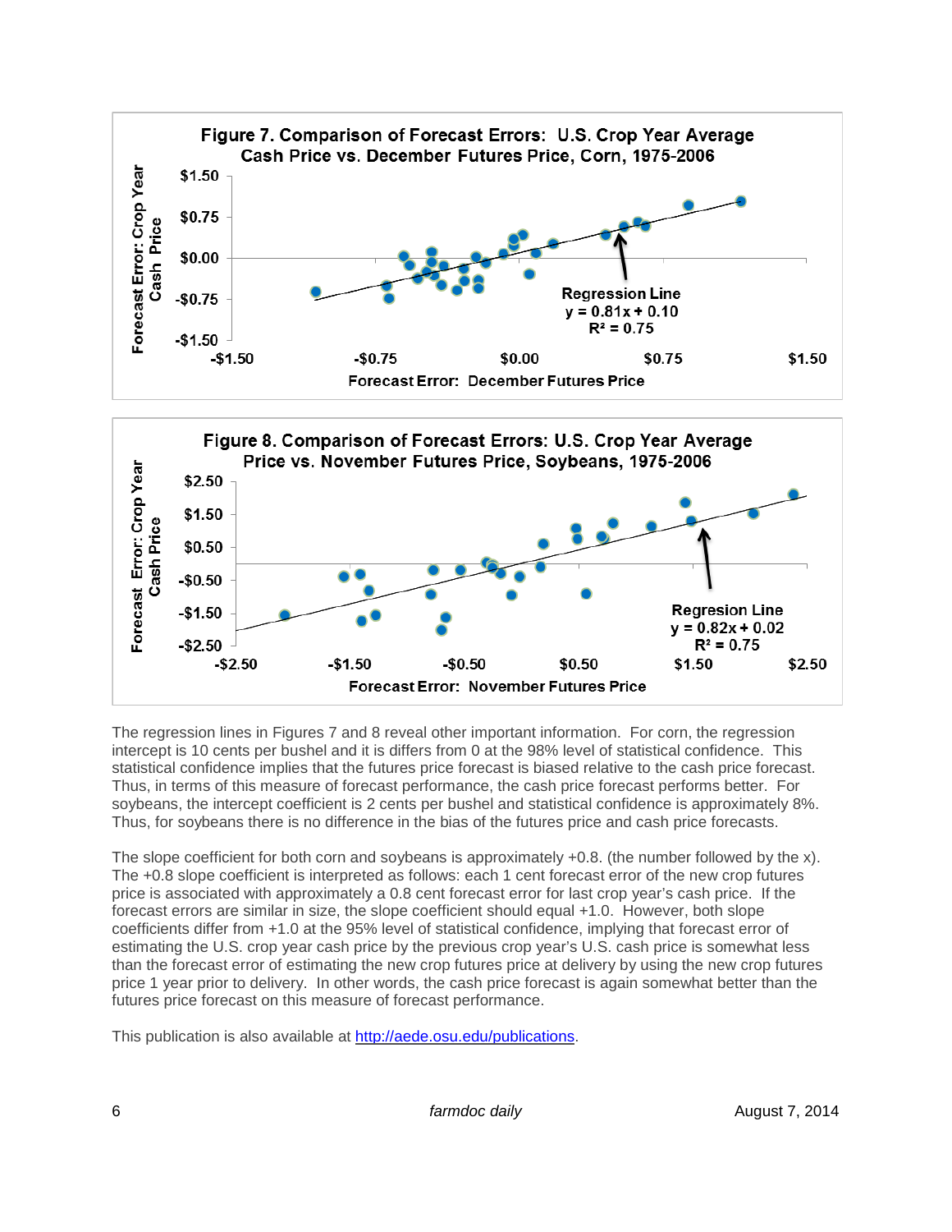Figure 7. Comparison of Forecast Errors: U.S. Crop Year Average Cash Price vs. December Futures Price, Corn, 1975-2006

Forecast Error: Crop Year Cash Price

$1.50
$0.75
$0.00
-$0.75
-$1.50

-$1.50
-$0.75
$0.00
$0.75
$1.50

Forecast Error: December Futures Price

Regression Line
$y = 0.81x + 0.10$
$R^2 = 0.75$

Figure 8. Comparison of Forecast Errors: U.S. Crop Year Average Price vs. November Futures Price, Soybeans, 1975-2006

Forecast Error: Crop Year Cash Price

$2.50
$1.50
$0.50
-$0.50
-$1.50
-$2.50

-$2.50
-$1.50
-$0.50
$0.50
$1.50
$2.50

Forecast Error: November Futures Price

Regresion Line
$y = 0.82x + 0.02$
$R^2 = 0.75$

The regression lines in Figures 7 and 8 reveal other important information. For corn, the regression intercept is 10 cents per bushel and it is differs from 0 at the 98% level of statistical confidence. This statistical confidence implies that the futures price forecast is biased relative to the cash price forecast. Thus, in terms of this measure of forecast performance, the cash price forecast performs better. For soybeans, the intercept coefficient is 2 cents per bushel and statistical confidence is approximately 8%. Thus, for soybeans there is no difference in the bias of the futures price and cash price forecasts.

The slope coefficient for both corn and soybeans is approximately +0.8. (the number followed by the x). The +0.8 slope coefficient is interpreted as follows: each 1 cent forecast error of the new crop futures price is associated with approximately a 0.8 cent forecast error for last crop year's cash price. If the forecast errors are similar in size, the slope coefficient should equal +1.0. However, both slope coefficients differ from +1.0 at the 95% level of statistical confidence, implying that forecast error of estimating the U.S. crop year cash price by the previous crop year's U.S. cash price is somewhat less than the forecast error of estimating the new crop futures price at delivery by using the new crop futures price 1 year prior to delivery. In other words, the cash price forecast is again somewhat better than the futures price forecast on this measure of forecast performance.

This publication is also available at http://aede.osu.edu/publications.